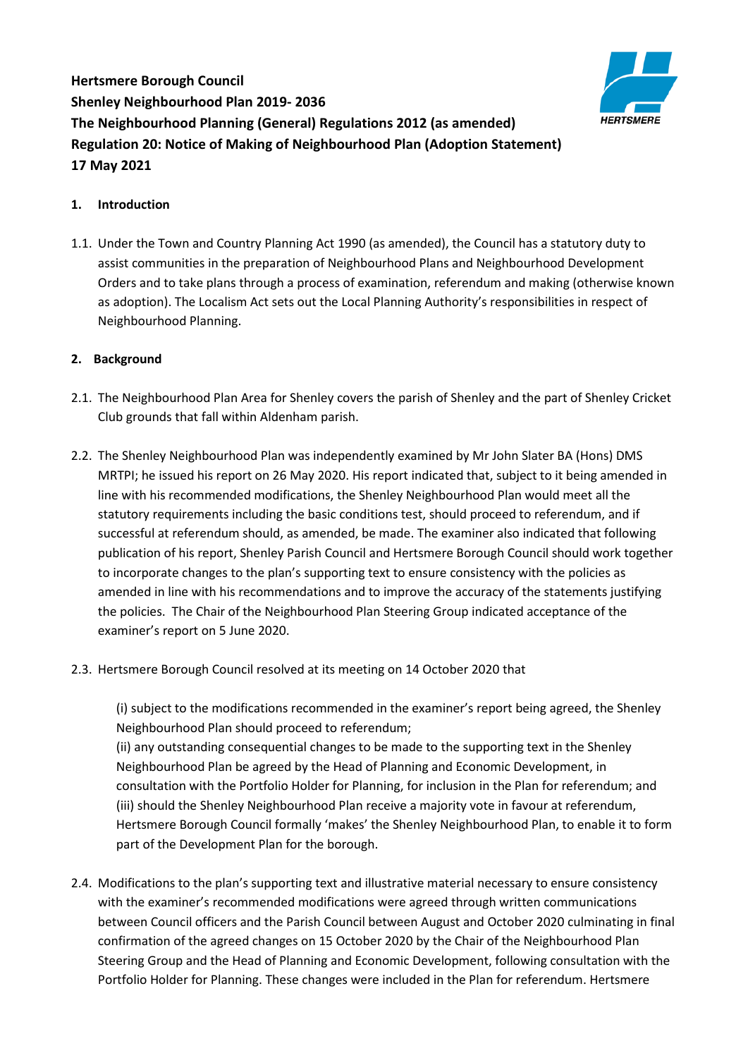**Hertsmere Borough Council**
**Shenley Neighbourhood Plan 2019- 2036**
**The Neighbourhood Planning (General) Regulations 2012 (as amended)**
**Regulation 20: Notice of Making of Neighbourhood Plan (Adoption Statement)**
**17 May 2021**

## 1. Introduction

1.1. Under the Town and Country Planning Act 1990 (as amended), the Council has a statutory duty to assist communities in the preparation of Neighbourhood Plans and Neighbourhood Development Orders and to take plans through a process of examination, referendum and making (otherwise known as adoption). The Localism Act sets out the Local Planning Authority's responsibilities in respect of Neighbourhood Planning.

## 2. Background

2.1. The Neighbourhood Plan Area for Shenley covers the parish of Shenley and the part of Shenley Cricket Club grounds that fall within Aldenham parish.

2.2. The Shenley Neighbourhood Plan was independently examined by Mr John Slater BA (Hons) DMS MRTPI; he issued his report on 26 May 2020. His report indicated that, subject to it being amended in line with his recommended modifications, the Shenley Neighbourhood Plan would meet all the statutory requirements including the basic conditions test, should proceed to referendum, and if successful at referendum should, as amended, be made. The examiner also indicated that following publication of his report, Shenley Parish Council and Hertsmere Borough Council should work together to incorporate changes to the plan's supporting text to ensure consistency with the policies as amended in line with his recommendations and to improve the accuracy of the statements justifying the policies. The Chair of the Neighbourhood Plan Steering Group indicated acceptance of the examiner's report on 5 June 2020.

2.3. Hertsmere Borough Council resolved at its meeting on 14 October 2020 that

(i) subject to the modifications recommended in the examiner's report being agreed, the Shenley Neighbourhood Plan should proceed to referendum;
(ii) any outstanding consequential changes to be made to the supporting text in the Shenley Neighbourhood Plan be agreed by the Head of Planning and Economic Development, in consultation with the Portfolio Holder for Planning, for inclusion in the Plan for referendum; and
(iii) should the Shenley Neighbourhood Plan receive a majority vote in favour at referendum, Hertsmere Borough Council formally 'makes' the Shenley Neighbourhood Plan, to enable it to form part of the Development Plan for the borough.

2.4. Modifications to the plan's supporting text and illustrative material necessary to ensure consistency with the examiner's recommended modifications were agreed through written communications between Council officers and the Parish Council between August and October 2020 culminating in final confirmation of the agreed changes on 15 October 2020 by the Chair of the Neighbourhood Plan Steering Group and the Head of Planning and Economic Development, following consultation with the Portfolio Holder for Planning. These changes were included in the Plan for referendum. Hertsmere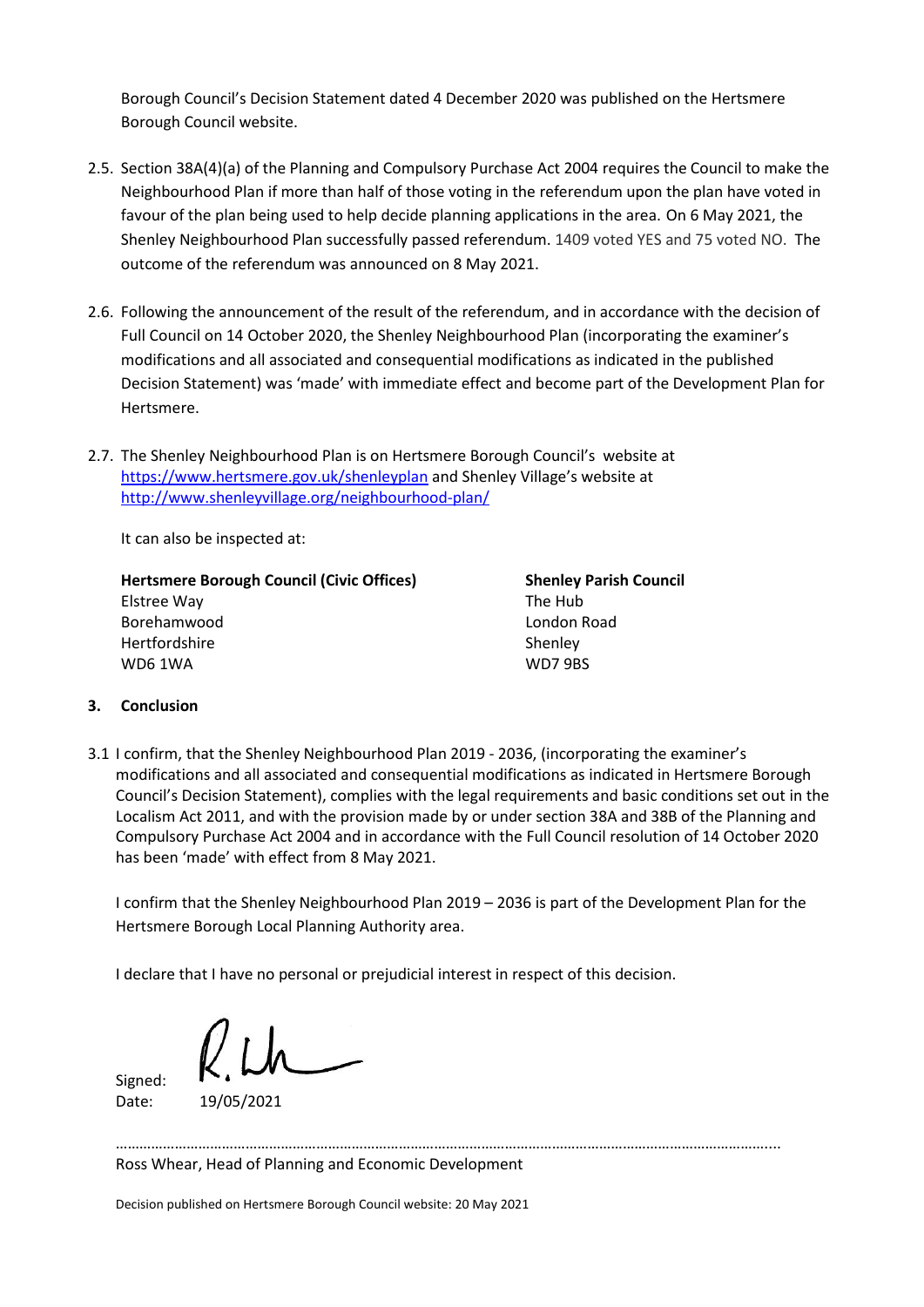Borough Council's Decision Statement dated 4 December 2020 was published on the Hertsmere Borough Council website.

2.5. Section 38A(4)(a) of the Planning and Compulsory Purchase Act 2004 requires the Council to make the Neighbourhood Plan if more than half of those voting in the referendum upon the plan have voted in favour of the plan being used to help decide planning applications in the area. On 6 May 2021, the Shenley Neighbourhood Plan successfully passed referendum. 1409 voted YES and 75 voted NO. The outcome of the referendum was announced on 8 May 2021.

2.6. Following the announcement of the result of the referendum, and in accordance with the decision of Full Council on 14 October 2020, the Shenley Neighbourhood Plan (incorporating the examiner's modifications and all associated and consequential modifications as indicated in the published Decision Statement) was 'made' with immediate effect and become part of the Development Plan for Hertsmere.

2.7. The Shenley Neighbourhood Plan is on Hertsmere Borough Council's website at https://www.hertsmere.gov.uk/shenleyplan and Shenley Village's website at http://www.shenleyvillage.org/neighbourhood-plan/

It can also be inspected at:

**Hertsmere Borough Council (Civic Offices)**
Elstree Way
Borehamwood
Hertfordshire
WD6 1WA

**Shenley Parish Council**
The Hub
London Road
Shenley
WD7 9BS

## 3. Conclusion

3.1 I confirm, that the Shenley Neighbourhood Plan 2019 - 2036, (incorporating the examiner's modifications and all associated and consequential modifications as indicated in Hertsmere Borough Council's Decision Statement), complies with the legal requirements and basic conditions set out in the Localism Act 2011, and with the provision made by or under section 38A and 38B of the Planning and Compulsory Purchase Act 2004 and in accordance with the Full Council resolution of 14 October 2020 has been 'made' with effect from 8 May 2021.

I confirm that the Shenley Neighbourhood Plan 2019 – 2036 is part of the Development Plan for the Hertsmere Borough Local Planning Authority area.

I declare that I have no personal or prejudicial interest in respect of this decision.

Signed:

Date: 19/05/2021

………………………………………………………………………………………………………………………………………………..

Ross Whear, Head of Planning and Economic Development

Decision published on Hertsmere Borough Council website: 20 May 2021